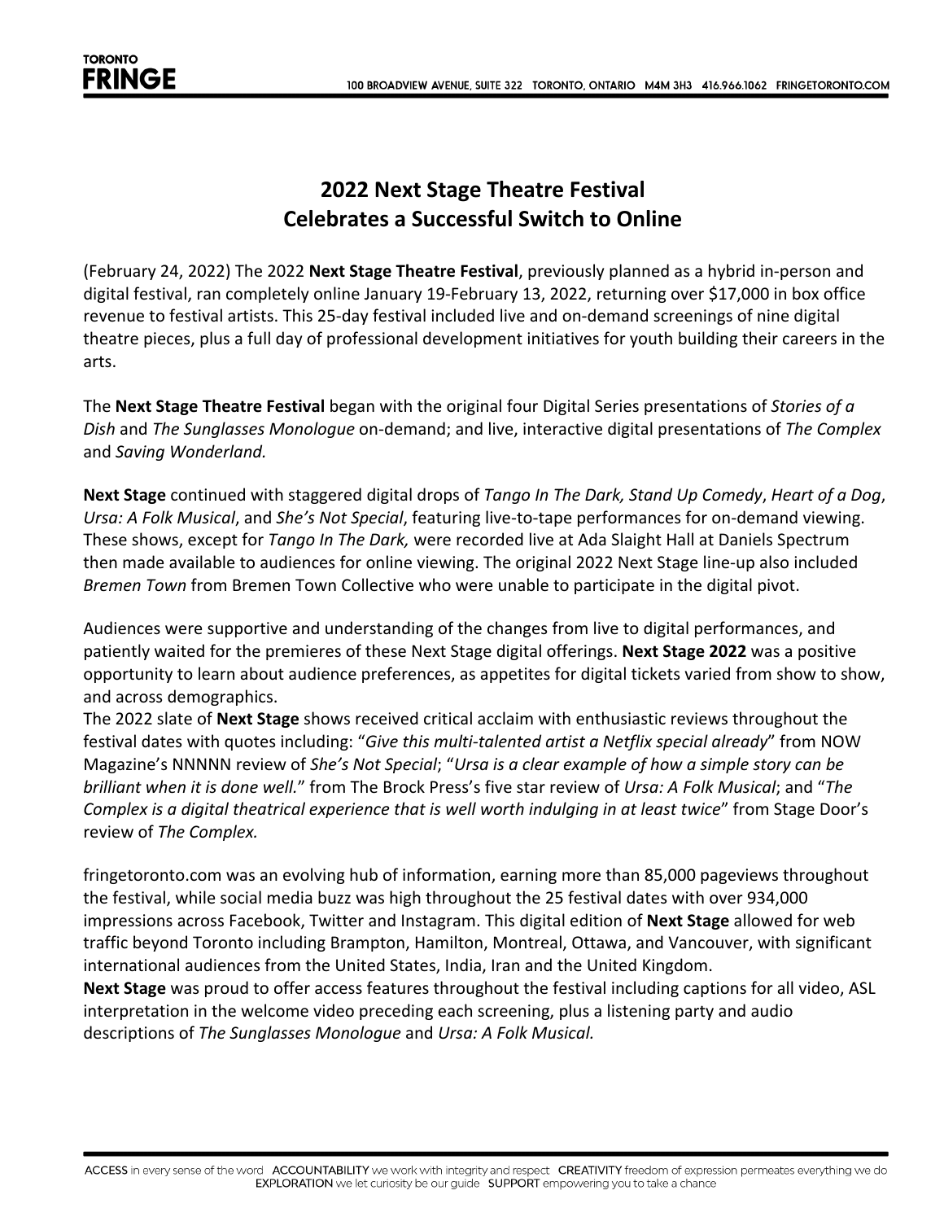# 2022 Next Stage Theatre Festival Celebrates a Successful Switch to Online

(February 24, 2022) The 2022 **Next Stage Theatre Festival**, previously planned as a hybrid in-person and digital festival, ran completely online January 19-February 13, 2022, returning over $17,000 in box office revenue to festival artists. This 25-day festival included live and on-demand screenings of nine digital theatre pieces, plus a full day of professional development initiatives for youth building their careers in the arts.

The **Next Stage Theatre Festival** began with the original four Digital Series presentations of *Stories of a Dish* and *The Sunglasses Monologue* on-demand; and live, interactive digital presentations of *The Complex* and *Saving Wonderland.*

**Next Stage** continued with staggered digital drops of *Tango In The Dark, Stand Up Comedy*, *Heart of a Dog*, *Ursa: A Folk Musical*, and *She's Not Special*, featuring live-to-tape performances for on-demand viewing. These shows, except for *Tango In The Dark,* were recorded live at Ada Slaight Hall at Daniels Spectrum then made available to audiences for online viewing. The original 2022 Next Stage line-up also included *Bremen Town* from Bremen Town Collective who were unable to participate in the digital pivot.

Audiences were supportive and understanding of the changes from live to digital performances, and patiently waited for the premieres of these Next Stage digital offerings. **Next Stage 2022** was a positive opportunity to learn about audience preferences, as appetites for digital tickets varied from show to show, and across demographics.

The 2022 slate of **Next Stage** shows received critical acclaim with enthusiastic reviews throughout the festival dates with quotes including: "*Give this multi-talented artist a Netflix special already*" from NOW Magazine's NNNNN review of *She's Not Special*; "*Ursa is a clear example of how a simple story can be brilliant when it is done well.*" from The Brock Press's five star review of *Ursa: A Folk Musical*; and "*The Complex is a digital theatrical experience that is well worth indulging in at least twice*" from Stage Door's review of *The Complex.*

fringetoronto.com was an evolving hub of information, earning more than 85,000 pageviews throughout the festival, while social media buzz was high throughout the 25 festival dates with over 934,000 impressions across Facebook, Twitter and Instagram. This digital edition of **Next Stage** allowed for web traffic beyond Toronto including Brampton, Hamilton, Montreal, Ottawa, and Vancouver, with significant international audiences from the United States, India, Iran and the United Kingdom.

**Next Stage** was proud to offer access features throughout the festival including captions for all video, ASL interpretation in the welcome video preceding each screening, plus a listening party and audio descriptions of *The Sunglasses Monologue* and *Ursa: A Folk Musical.*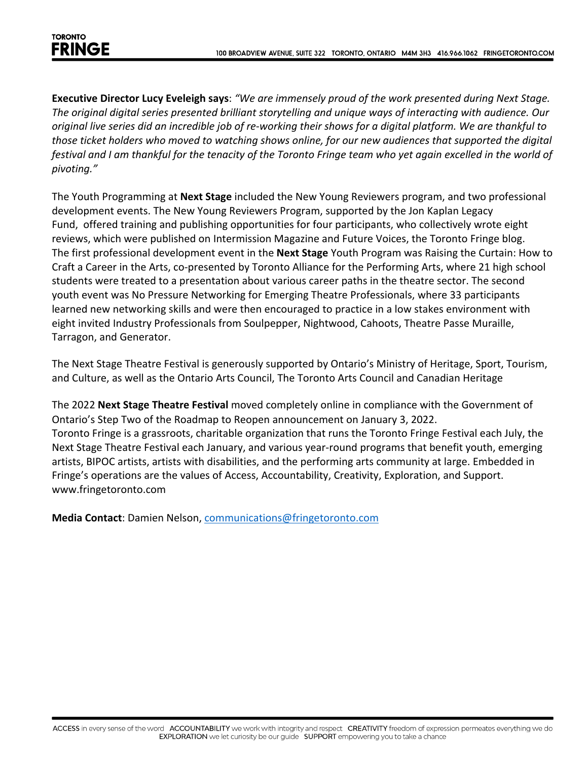**Executive Director Lucy Eveleigh says**: *"We are immensely proud of the work presented during Next Stage. The original digital series presented brilliant storytelling and unique ways of interacting with audience. Our original live series did an incredible job of re-working their shows for a digital platform. We are thankful to those ticket holders who moved to watching shows online, for our new audiences that supported the digital festival and I am thankful for the tenacity of the Toronto Fringe team who yet again excelled in the world of pivoting."*

The Youth Programming at **Next Stage** included the New Young Reviewers program, and two professional development events. The New Young Reviewers Program, supported by the Jon Kaplan Legacy Fund, offered training and publishing opportunities for four participants, who collectively wrote eight reviews, which were published on Intermission Magazine and Future Voices, the Toronto Fringe blog. The first professional development event in the **Next Stage** Youth Program was Raising the Curtain: How to Craft a Career in the Arts, co-presented by Toronto Alliance for the Performing Arts, where 21 high school students were treated to a presentation about various career paths in the theatre sector. The second youth event was No Pressure Networking for Emerging Theatre Professionals, where 33 participants learned new networking skills and were then encouraged to practice in a low stakes environment with eight invited Industry Professionals from Soulpepper, Nightwood, Cahoots, Theatre Passe Muraille, Tarragon, and Generator.

The Next Stage Theatre Festival is generously supported by Ontario's Ministry of Heritage, Sport, Tourism, and Culture, as well as the Ontario Arts Council, The Toronto Arts Council and Canadian Heritage

The 2022 **Next Stage Theatre Festival** moved completely online in compliance with the Government of Ontario's Step Two of the Roadmap to Reopen announcement on January 3, 2022.
Toronto Fringe is a grassroots, charitable organization that runs the Toronto Fringe Festival each July, the Next Stage Theatre Festival each January, and various year-round programs that benefit youth, emerging artists, BIPOC artists, artists with disabilities, and the performing arts community at large. Embedded in Fringe's operations are the values of Access, Accountability, Creativity, Exploration, and Support.
www.fringetoronto.com

**Media Contact**: Damien Nelson, communications@fringetoronto.com